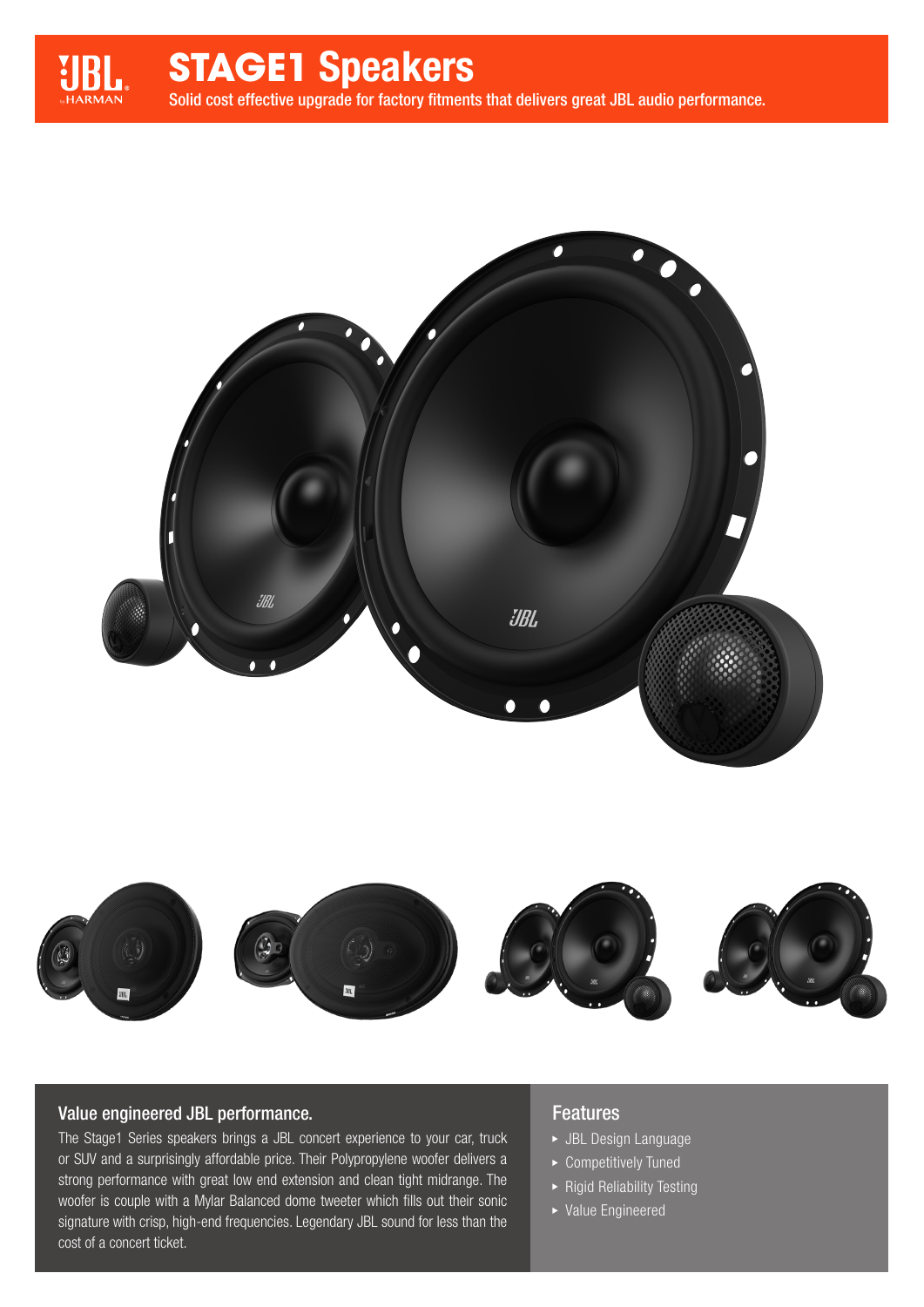# STAGE1 Speakers

Solid cost effective upgrade for factory fitments that delivers great JBL audio performance.

## Value engineered JBL performance.

The Stage1 Series speakers brings a JBL concert experience to your car, truck or SUV and a surprisingly affordable price. Their Polypropylene woofer delivers a strong performance with great low end extension and clean tight midrange. The woofer is couple with a Mylar Balanced dome tweeter which fills out their sonic signature with crisp, high-end frequencies. Legendary JBL sound for less than the cost of a concert ticket.

## Features

- JBL Design Language
- Competitively Tuned
- Rigid Reliability Testing
- Value Engineered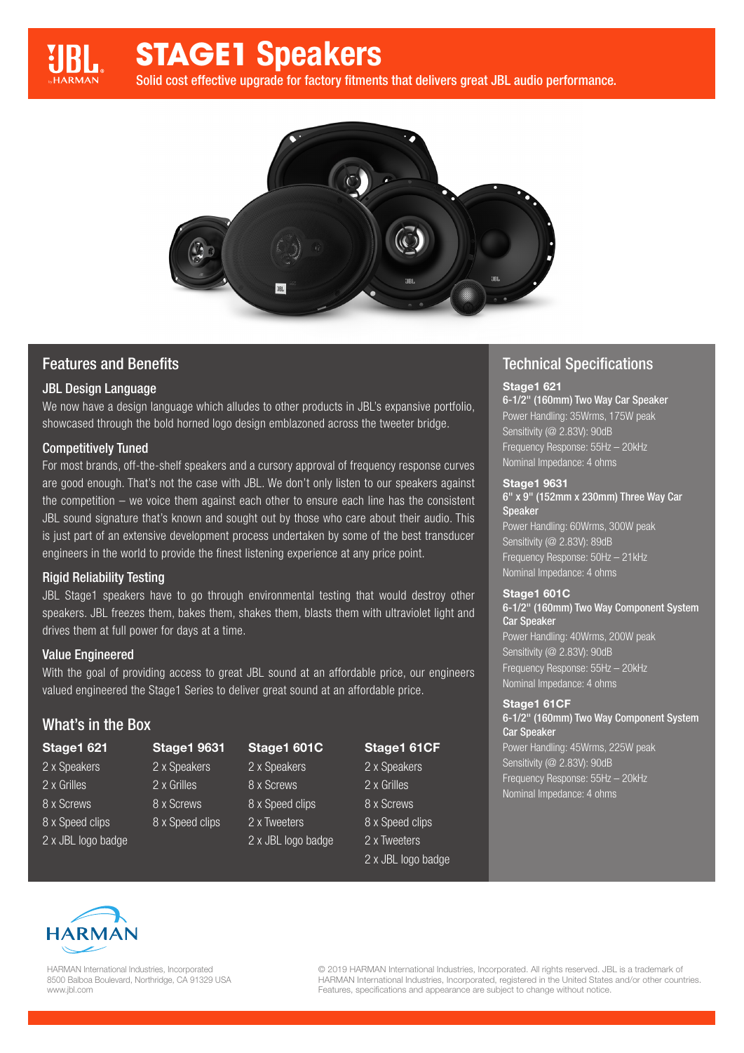# STAGE1 Speakers

Solid cost effective upgrade for factory fitments that delivers great JBL audio performance.

## Features and Benefits

### JBL Design Language

We now have a design language which alludes to other products in JBL's expansive portfolio, showcased through the bold horned logo design emblazoned across the tweeter bridge.

### Competitively Tuned

For most brands, off-the-shelf speakers and a cursory approval of frequency response curves are good enough. That's not the case with JBL. We don't only listen to our speakers against the competition – we voice them against each other to ensure each line has the consistent JBL sound signature that's known and sought out by those who care about their audio. This is just part of an extensive development process undertaken by some of the best transducer engineers in the world to provide the finest listening experience at any price point.

### Rigid Reliability Testing

JBL Stage1 speakers have to go through environmental testing that would destroy other speakers. JBL freezes them, bakes them, shakes them, blasts them with ultraviolet light and drives them at full power for days at a time.

### Value Engineered

With the goal of providing access to great JBL sound at an affordable price, our engineers valued engineered the Stage1 Series to deliver great sound at an affordable price.

## What's in the Box

| Stage1 621 | Stage1 9631 | Stage1 601C | Stage1 61CF |
|---|---|---|---|
| 2 x Speakers | 2 x Speakers | 2 x Speakers | 2 x Speakers |
| 2 x Grilles | 2 x Grilles | 8 x Screws | 2 x Grilles |
| 8 x Screws | 8 x Screws | 8 x Speed clips | 8 x Screws |
| 8 x Speed clips | 8 x Speed clips | 2 x Tweeters | 8 x Speed clips |
| 2 x JBL logo badge | | 2 x JBL logo badge | 2 x Tweeters |
| | | | 2 x JBL logo badge |

## Technical Specifications

**Stage1 621**
**6-1/2" (160mm) Two Way Car Speaker**
Power Handling: 35Wrms, 175W peak
Sensitivity (@ 2.83V): 90dB
Frequency Response: 55Hz – 20kHz
Nominal Impedance: 4 ohms

**Stage1 9631**
**6" x 9" (152mm x 230mm) Three Way Car Speaker**
Power Handling: 60Wrms, 300W peak
Sensitivity (@ 2.83V): 89dB
Frequency Response: 50Hz – 21kHz
Nominal Impedance: 4 ohms

**Stage1 601C**
**6-1/2" (160mm) Two Way Component System Car Speaker**
Power Handling: 40Wrms, 200W peak
Sensitivity (@ 2.83V): 90dB
Frequency Response: 55Hz – 20kHz
Nominal Impedance: 4 ohms

**Stage1 61CF**
**6-1/2" (160mm) Two Way Component System Car Speaker**
Power Handling: 45Wrms, 225W peak
Sensitivity (@ 2.83V): 90dB
Frequency Response: 55Hz – 20kHz
Nominal Impedance: 4 ohms

HARMAN International Industries, Incorporated
8500 Balboa Boulevard, Northridge, CA 91329 USA
www.jbl.com

© 2019 HARMAN International Industries, Incorporated. All rights reserved. JBL is a trademark of HARMAN International Industries, Incorporated, registered in the United States and/or other countries. Features, specifications and appearance are subject to change without notice.